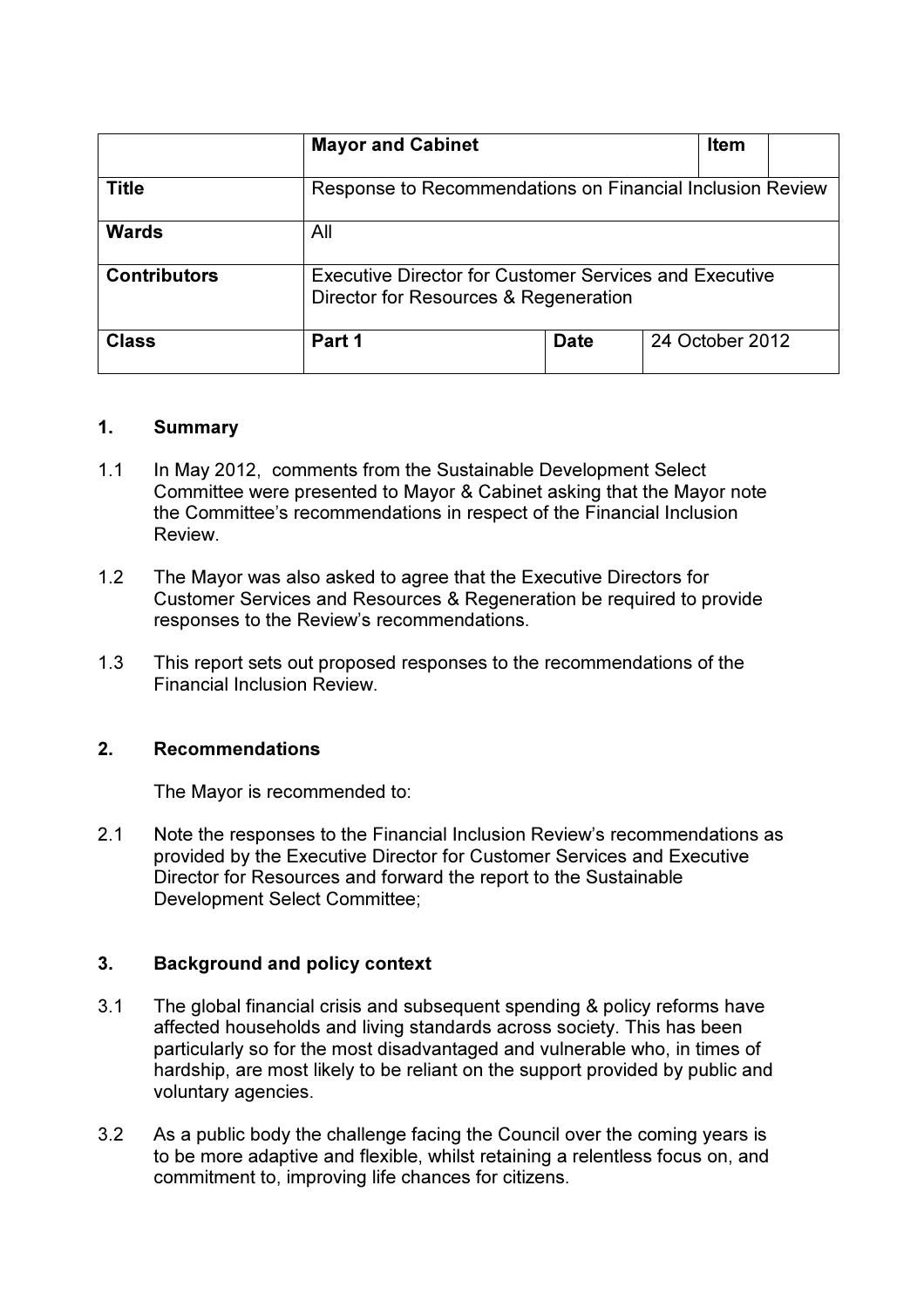| | Mayor and Cabinet | | Item | |
|---|---|---|---|---|
| **Title** | Response to Recommendations on Financial Inclusion Review | | | |
| **Wards** | All | | | |
| **Contributors** | Executive Director for Customer Services and Executive Director for Resources & Regeneration | | | |
| **Class** | Part 1 | **Date** | 24 October 2012 | |

## 1. Summary

1.1 In May 2012, comments from the Sustainable Development Select Committee were presented to Mayor & Cabinet asking that the Mayor note the Committee's recommendations in respect of the Financial Inclusion Review.

1.2 The Mayor was also asked to agree that the Executive Directors for Customer Services and Resources & Regeneration be required to provide responses to the Review's recommendations.

1.3 This report sets out proposed responses to the recommendations of the Financial Inclusion Review.

## 2. Recommendations

The Mayor is recommended to:

2.1 Note the responses to the Financial Inclusion Review's recommendations as provided by the Executive Director for Customer Services and Executive Director for Resources and forward the report to the Sustainable Development Select Committee;

## 3. Background and policy context

3.1 The global financial crisis and subsequent spending & policy reforms have affected households and living standards across society. This has been particularly so for the most disadvantaged and vulnerable who, in times of hardship, are most likely to be reliant on the support provided by public and voluntary agencies.

3.2 As a public body the challenge facing the Council over the coming years is to be more adaptive and flexible, whilst retaining a relentless focus on, and commitment to, improving life chances for citizens.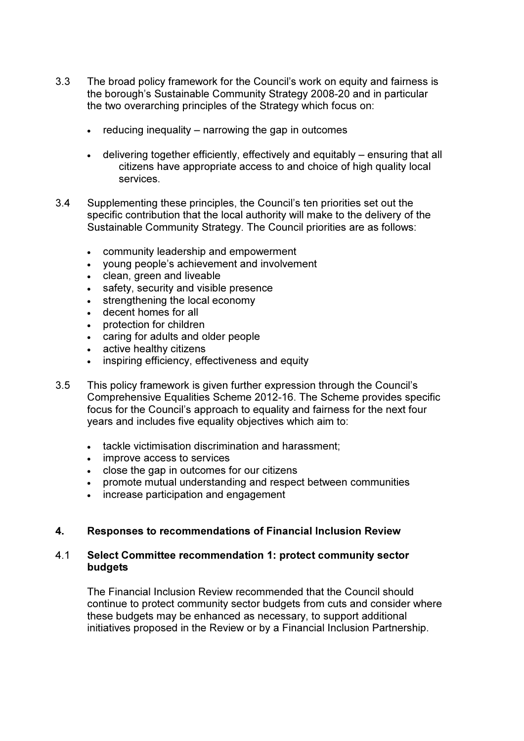3.3 The broad policy framework for the Council's work on equity and fairness is the borough's Sustainable Community Strategy 2008-20 and in particular the two overarching principles of the Strategy which focus on:

- reducing inequality – narrowing the gap in outcomes
- delivering together efficiently, effectively and equitably – ensuring that all citizens have appropriate access to and choice of high quality local services.

3.4 Supplementing these principles, the Council's ten priorities set out the specific contribution that the local authority will make to the delivery of the Sustainable Community Strategy. The Council priorities are as follows:

- community leadership and empowerment
- young people's achievement and involvement
- clean, green and liveable
- safety, security and visible presence
- strengthening the local economy
- decent homes for all
- protection for children
- caring for adults and older people
- active healthy citizens
- inspiring efficiency, effectiveness and equity

3.5 This policy framework is given further expression through the Council's Comprehensive Equalities Scheme 2012-16. The Scheme provides specific focus for the Council's approach to equality and fairness for the next four years and includes five equality objectives which aim to:

- tackle victimisation discrimination and harassment;
- improve access to services
- close the gap in outcomes for our citizens
- promote mutual understanding and respect between communities
- increase participation and engagement

## 4. Responses to recommendations of Financial Inclusion Review

### 4.1 Select Committee recommendation 1: protect community sector budgets

The Financial Inclusion Review recommended that the Council should continue to protect community sector budgets from cuts and consider where these budgets may be enhanced as necessary, to support additional initiatives proposed in the Review or by a Financial Inclusion Partnership.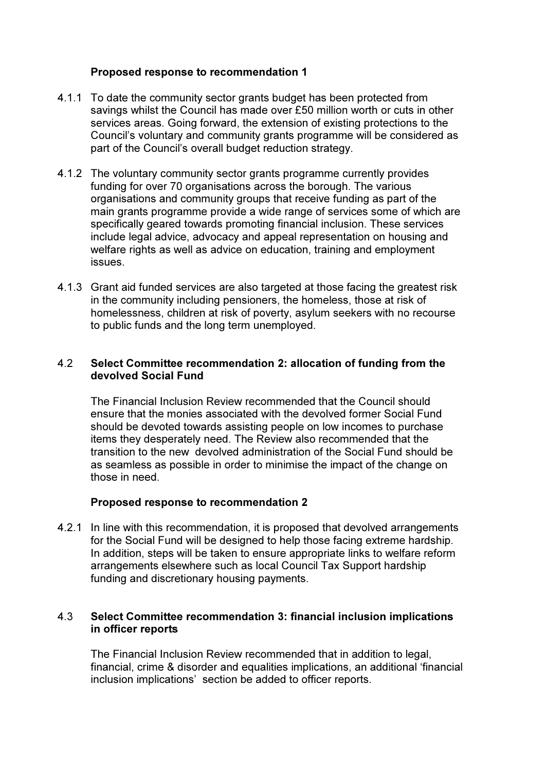**Proposed response to recommendation 1**

4.1.1 To date the community sector grants budget has been protected from savings whilst the Council has made over £50 million worth or cuts in other services areas. Going forward, the extension of existing protections to the Council's voluntary and community grants programme will be considered as part of the Council's overall budget reduction strategy.

4.1.2 The voluntary community sector grants programme currently provides funding for over 70 organisations across the borough. The various organisations and community groups that receive funding as part of the main grants programme provide a wide range of services some of which are specifically geared towards promoting financial inclusion. These services include legal advice, advocacy and appeal representation on housing and welfare rights as well as advice on education, training and employment issues.

4.1.3 Grant aid funded services are also targeted at those facing the greatest risk in the community including pensioners, the homeless, those at risk of homelessness, children at risk of poverty, asylum seekers with no recourse to public funds and the long term unemployed.

4.2 **Select Committee recommendation 2: allocation of funding from the devolved Social Fund**

The Financial Inclusion Review recommended that the Council should ensure that the monies associated with the devolved former Social Fund should be devoted towards assisting people on low incomes to purchase items they desperately need. The Review also recommended that the transition to the new devolved administration of the Social Fund should be as seamless as possible in order to minimise the impact of the change on those in need.

**Proposed response to recommendation 2**

4.2.1 In line with this recommendation, it is proposed that devolved arrangements for the Social Fund will be designed to help those facing extreme hardship. In addition, steps will be taken to ensure appropriate links to welfare reform arrangements elsewhere such as local Council Tax Support hardship funding and discretionary housing payments.

4.3 **Select Committee recommendation 3: financial inclusion implications in officer reports**

The Financial Inclusion Review recommended that in addition to legal, financial, crime & disorder and equalities implications, an additional 'financial inclusion implications' section be added to officer reports.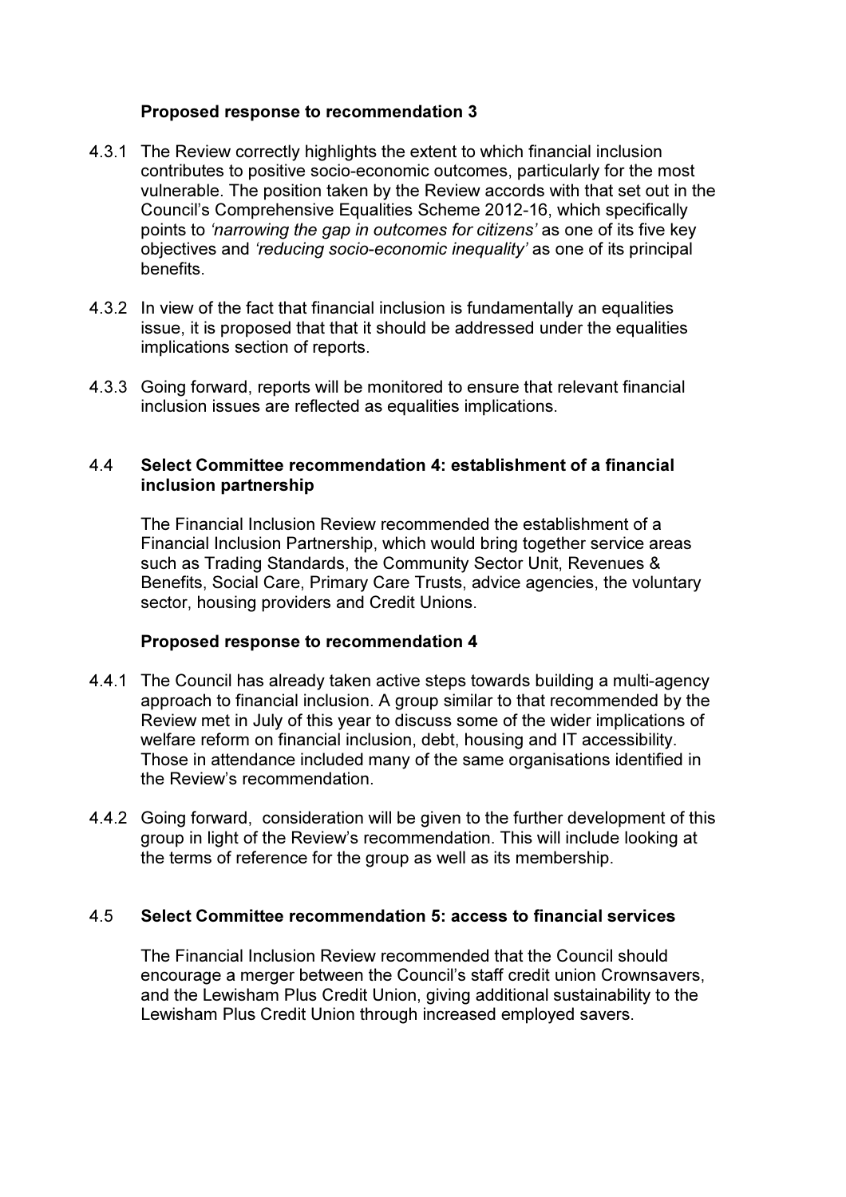**Proposed response to recommendation 3**

4.3.1 The Review correctly highlights the extent to which financial inclusion contributes to positive socio-economic outcomes, particularly for the most vulnerable. The position taken by the Review accords with that set out in the Council's Comprehensive Equalities Scheme 2012-16, which specifically points to *'narrowing the gap in outcomes for citizens'* as one of its five key objectives and *'reducing socio-economic inequality'* as one of its principal benefits.

4.3.2 In view of the fact that financial inclusion is fundamentally an equalities issue, it is proposed that that it should be addressed under the equalities implications section of reports.

4.3.3 Going forward, reports will be monitored to ensure that relevant financial inclusion issues are reflected as equalities implications.

### 4.4 Select Committee recommendation 4: establishment of a financial inclusion partnership

The Financial Inclusion Review recommended the establishment of a Financial Inclusion Partnership, which would bring together service areas such as Trading Standards, the Community Sector Unit, Revenues & Benefits, Social Care, Primary Care Trusts, advice agencies, the voluntary sector, housing providers and Credit Unions.

**Proposed response to recommendation 4**

4.4.1 The Council has already taken active steps towards building a multi-agency approach to financial inclusion. A group similar to that recommended by the Review met in July of this year to discuss some of the wider implications of welfare reform on financial inclusion, debt, housing and IT accessibility. Those in attendance included many of the same organisations identified in the Review's recommendation.

4.4.2 Going forward, consideration will be given to the further development of this group in light of the Review's recommendation. This will include looking at the terms of reference for the group as well as its membership.

### 4.5 Select Committee recommendation 5: access to financial services

The Financial Inclusion Review recommended that the Council should encourage a merger between the Council's staff credit union Crownsavers, and the Lewisham Plus Credit Union, giving additional sustainability to the Lewisham Plus Credit Union through increased employed savers.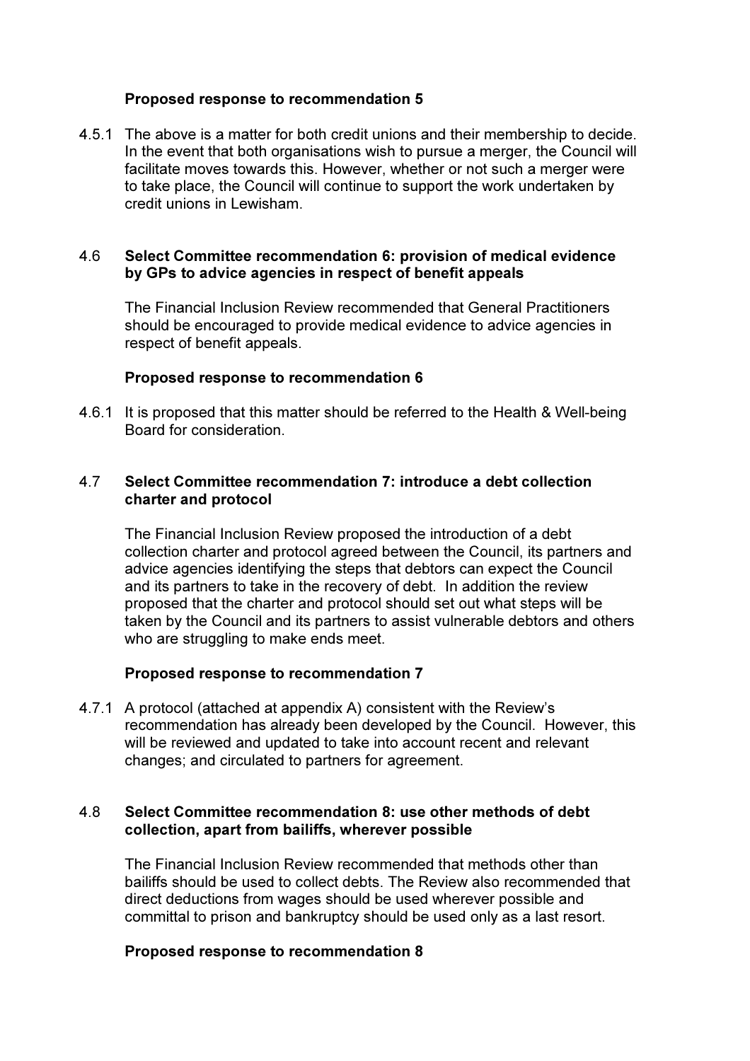**Proposed response to recommendation 5**

4.5.1 The above is a matter for both credit unions and their membership to decide. In the event that both organisations wish to pursue a merger, the Council will facilitate moves towards this. However, whether or not such a merger were to take place, the Council will continue to support the work undertaken by credit unions in Lewisham.

### 4.6 Select Committee recommendation 6: provision of medical evidence by GPs to advice agencies in respect of benefit appeals

The Financial Inclusion Review recommended that General Practitioners should be encouraged to provide medical evidence to advice agencies in respect of benefit appeals.

**Proposed response to recommendation 6**

4.6.1 It is proposed that this matter should be referred to the Health & Well-being Board for consideration.

### 4.7 Select Committee recommendation 7: introduce a debt collection charter and protocol

The Financial Inclusion Review proposed the introduction of a debt collection charter and protocol agreed between the Council, its partners and advice agencies identifying the steps that debtors can expect the Council and its partners to take in the recovery of debt. In addition the review proposed that the charter and protocol should set out what steps will be taken by the Council and its partners to assist vulnerable debtors and others who are struggling to make ends meet.

**Proposed response to recommendation 7**

4.7.1 A protocol (attached at appendix A) consistent with the Review's recommendation has already been developed by the Council. However, this will be reviewed and updated to take into account recent and relevant changes; and circulated to partners for agreement.

### 4.8 Select Committee recommendation 8: use other methods of debt collection, apart from bailiffs, wherever possible

The Financial Inclusion Review recommended that methods other than bailiffs should be used to collect debts. The Review also recommended that direct deductions from wages should be used wherever possible and committal to prison and bankruptcy should be used only as a last resort.

**Proposed response to recommendation 8**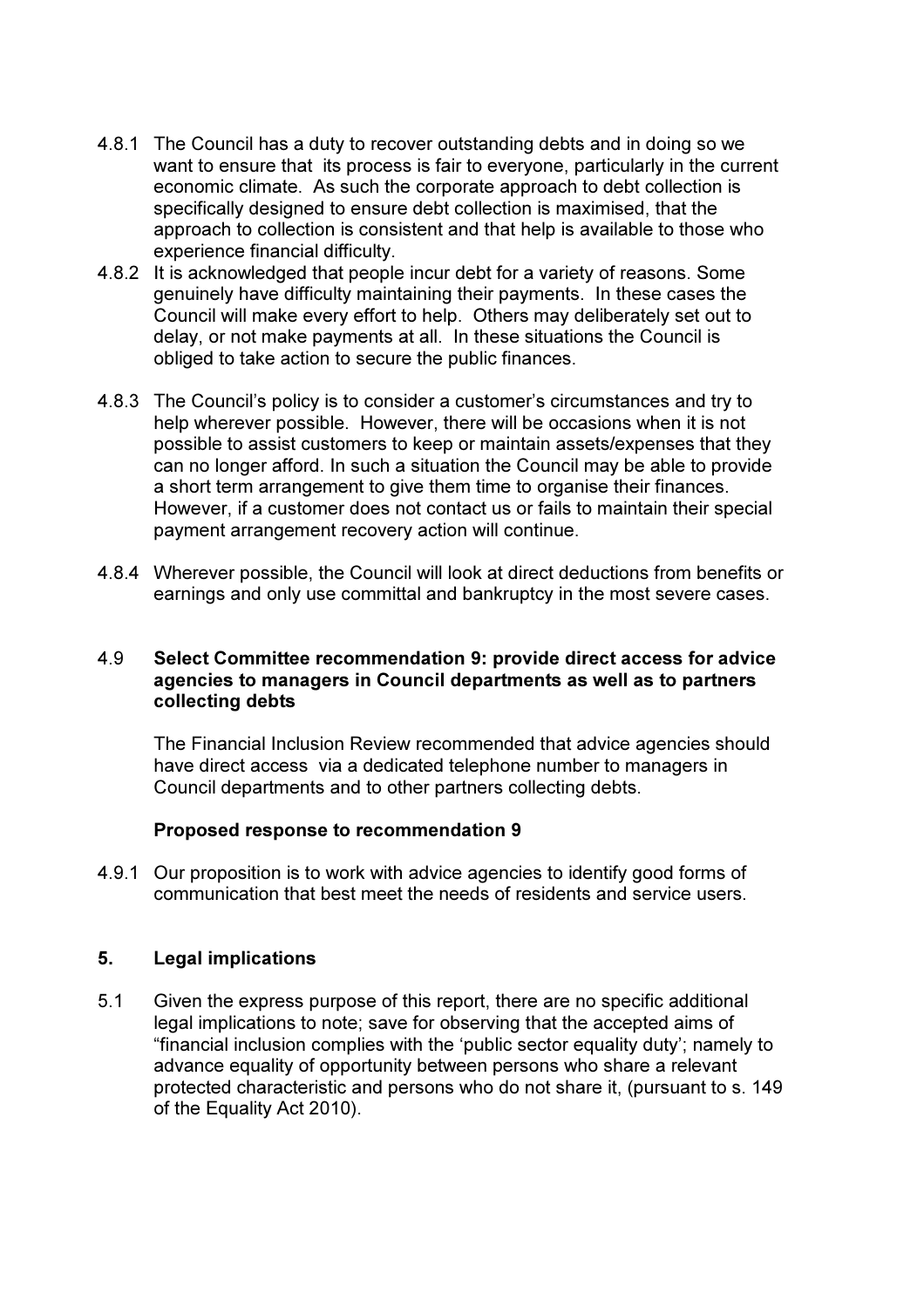4.8.1 The Council has a duty to recover outstanding debts and in doing so we want to ensure that its process is fair to everyone, particularly in the current economic climate. As such the corporate approach to debt collection is specifically designed to ensure debt collection is maximised, that the approach to collection is consistent and that help is available to those who experience financial difficulty.

4.8.2 It is acknowledged that people incur debt for a variety of reasons. Some genuinely have difficulty maintaining their payments. In these cases the Council will make every effort to help. Others may deliberately set out to delay, or not make payments at all. In these situations the Council is obliged to take action to secure the public finances.

4.8.3 The Council's policy is to consider a customer's circumstances and try to help wherever possible. However, there will be occasions when it is not possible to assist customers to keep or maintain assets/expenses that they can no longer afford. In such a situation the Council may be able to provide a short term arrangement to give them time to organise their finances. However, if a customer does not contact us or fails to maintain their special payment arrangement recovery action will continue.

4.8.4 Wherever possible, the Council will look at direct deductions from benefits or earnings and only use committal and bankruptcy in the most severe cases.

4.9 **Select Committee recommendation 9: provide direct access for advice agencies to managers in Council departments as well as to partners collecting debts**

The Financial Inclusion Review recommended that advice agencies should have direct access via a dedicated telephone number to managers in Council departments and to other partners collecting debts.

**Proposed response to recommendation 9**

4.9.1 Our proposition is to work with advice agencies to identify good forms of communication that best meet the needs of residents and service users.

## 5. Legal implications

5.1 Given the express purpose of this report, there are no specific additional legal implications to note; save for observing that the accepted aims of "financial inclusion complies with the 'public sector equality duty'; namely to advance equality of opportunity between persons who share a relevant protected characteristic and persons who do not share it, (pursuant to s. 149 of the Equality Act 2010).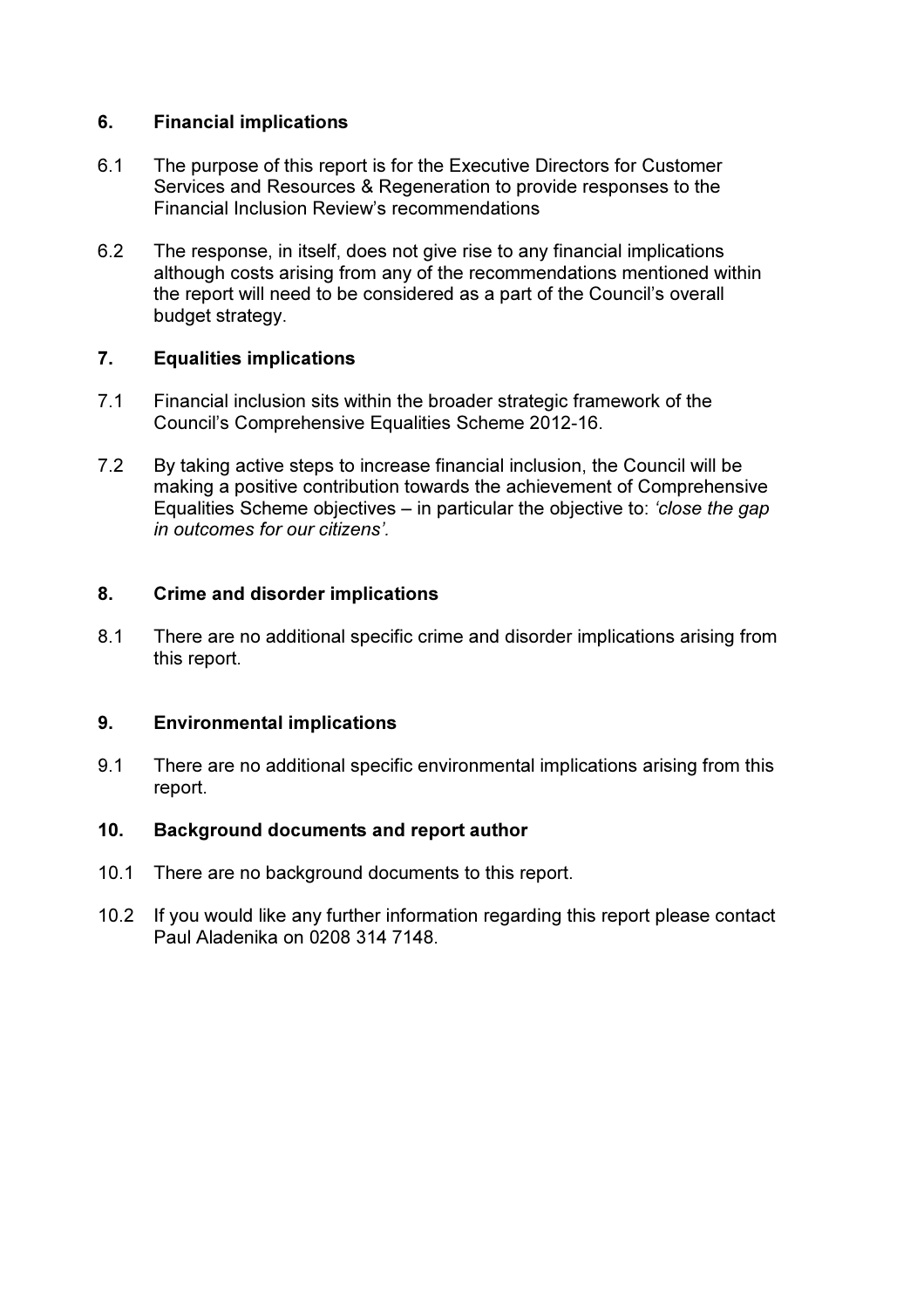## 6. Financial implications

6.1 The purpose of this report is for the Executive Directors for Customer Services and Resources & Regeneration to provide responses to the Financial Inclusion Review's recommendations

6.2 The response, in itself, does not give rise to any financial implications although costs arising from any of the recommendations mentioned within the report will need to be considered as a part of the Council's overall budget strategy.

## 7. Equalities implications

7.1 Financial inclusion sits within the broader strategic framework of the Council's Comprehensive Equalities Scheme 2012-16.

7.2 By taking active steps to increase financial inclusion, the Council will be making a positive contribution towards the achievement of Comprehensive Equalities Scheme objectives – in particular the objective to: *'close the gap in outcomes for our citizens'.*

## 8. Crime and disorder implications

8.1 There are no additional specific crime and disorder implications arising from this report.

## 9. Environmental implications

9.1 There are no additional specific environmental implications arising from this report.

## 10. Background documents and report author

10.1 There are no background documents to this report.

10.2 If you would like any further information regarding this report please contact Paul Aladenika on 0208 314 7148.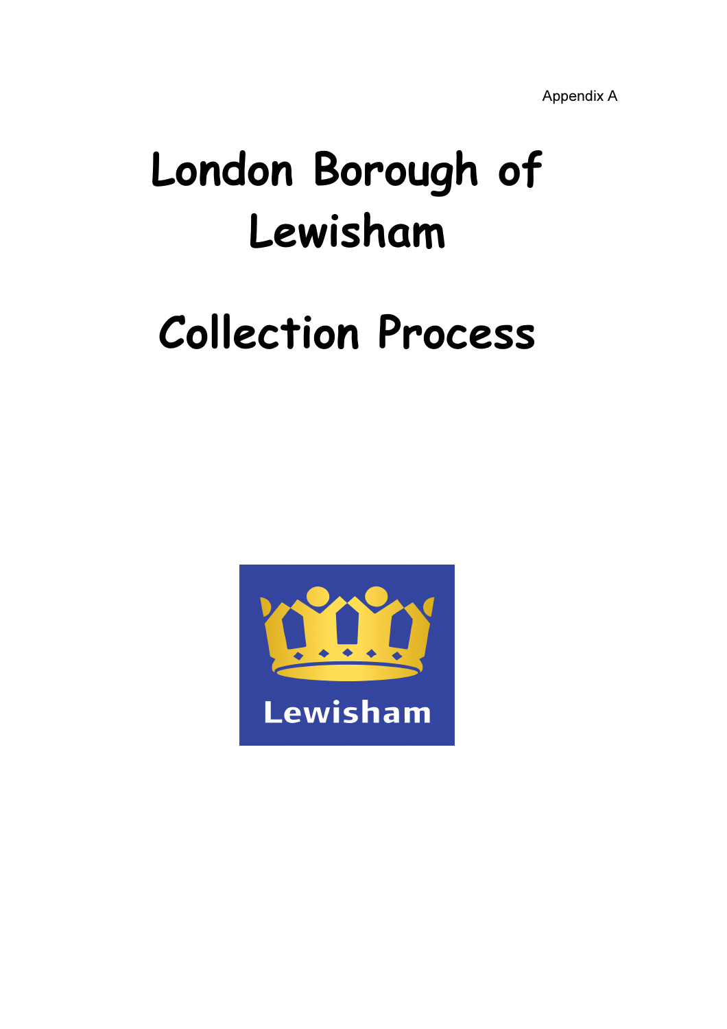Appendix A

# London Borough of Lewisham

# Collection Process

Lewisham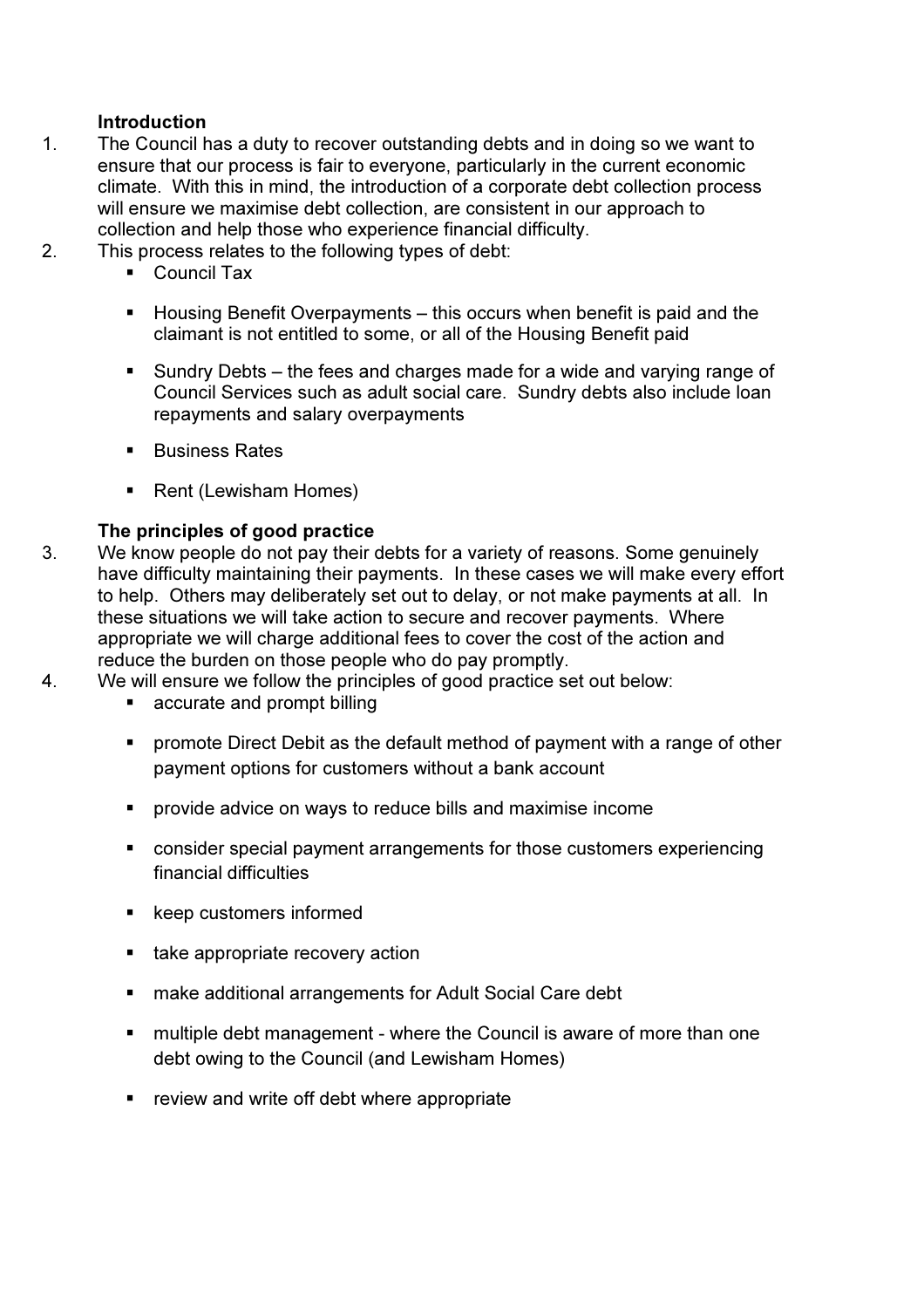**Introduction**

1. The Council has a duty to recover outstanding debts and in doing so we want to ensure that our process is fair to everyone, particularly in the current economic climate. With this in mind, the introduction of a corporate debt collection process will ensure we maximise debt collection, are consistent in our approach to collection and help those who experience financial difficulty.
2. This process relates to the following types of debt:
   - Council Tax
   - Housing Benefit Overpayments – this occurs when benefit is paid and the claimant is not entitled to some, or all of the Housing Benefit paid
   - Sundry Debts – the fees and charges made for a wide and varying range of Council Services such as adult social care. Sundry debts also include loan repayments and salary overpayments
   - Business Rates
   - Rent (Lewisham Homes)

**The principles of good practice**

3. We know people do not pay their debts for a variety of reasons. Some genuinely have difficulty maintaining their payments. In these cases we will make every effort to help. Others may deliberately set out to delay, or not make payments at all. In these situations we will take action to secure and recover payments. Where appropriate we will charge additional fees to cover the cost of the action and reduce the burden on those people who do pay promptly.
4. We will ensure we follow the principles of good practice set out below:
   - accurate and prompt billing
   - promote Direct Debit as the default method of payment with a range of other payment options for customers without a bank account
   - provide advice on ways to reduce bills and maximise income
   - consider special payment arrangements for those customers experiencing financial difficulties
   - keep customers informed
   - take appropriate recovery action
   - make additional arrangements for Adult Social Care debt
   - multiple debt management - where the Council is aware of more than one debt owing to the Council (and Lewisham Homes)
   - review and write off debt where appropriate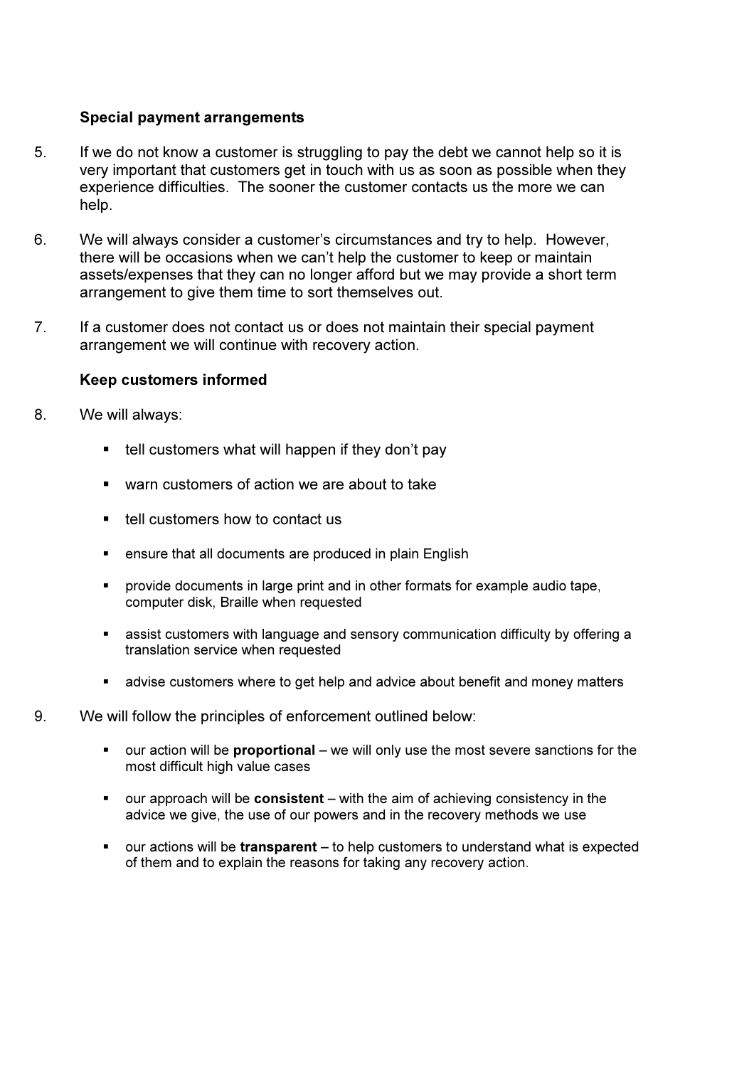### Special payment arrangements

5. If we do not know a customer is struggling to pay the debt we cannot help so it is very important that customers get in touch with us as soon as possible when they experience difficulties. The sooner the customer contacts us the more we can help.

6. We will always consider a customer's circumstances and try to help. However, there will be occasions when we can't help the customer to keep or maintain assets/expenses that they can no longer afford but we may provide a short term arrangement to give them time to sort themselves out.

7. If a customer does not contact us or does not maintain their special payment arrangement we will continue with recovery action.

### Keep customers informed

8. We will always:

   - tell customers what will happen if they don't pay
   - warn customers of action we are about to take
   - tell customers how to contact us
   - ensure that all documents are produced in plain English
   - provide documents in large print and in other formats for example audio tape, computer disk, Braille when requested
   - assist customers with language and sensory communication difficulty by offering a translation service when requested
   - advise customers where to get help and advice about benefit and money matters

9. We will follow the principles of enforcement outlined below:

   - our action will be **proportional** – we will only use the most severe sanctions for the most difficult high value cases
   - our approach will be **consistent** – with the aim of achieving consistency in the advice we give, the use of our powers and in the recovery methods we use
   - our actions will be **transparent** – to help customers to understand what is expected of them and to explain the reasons for taking any recovery action.